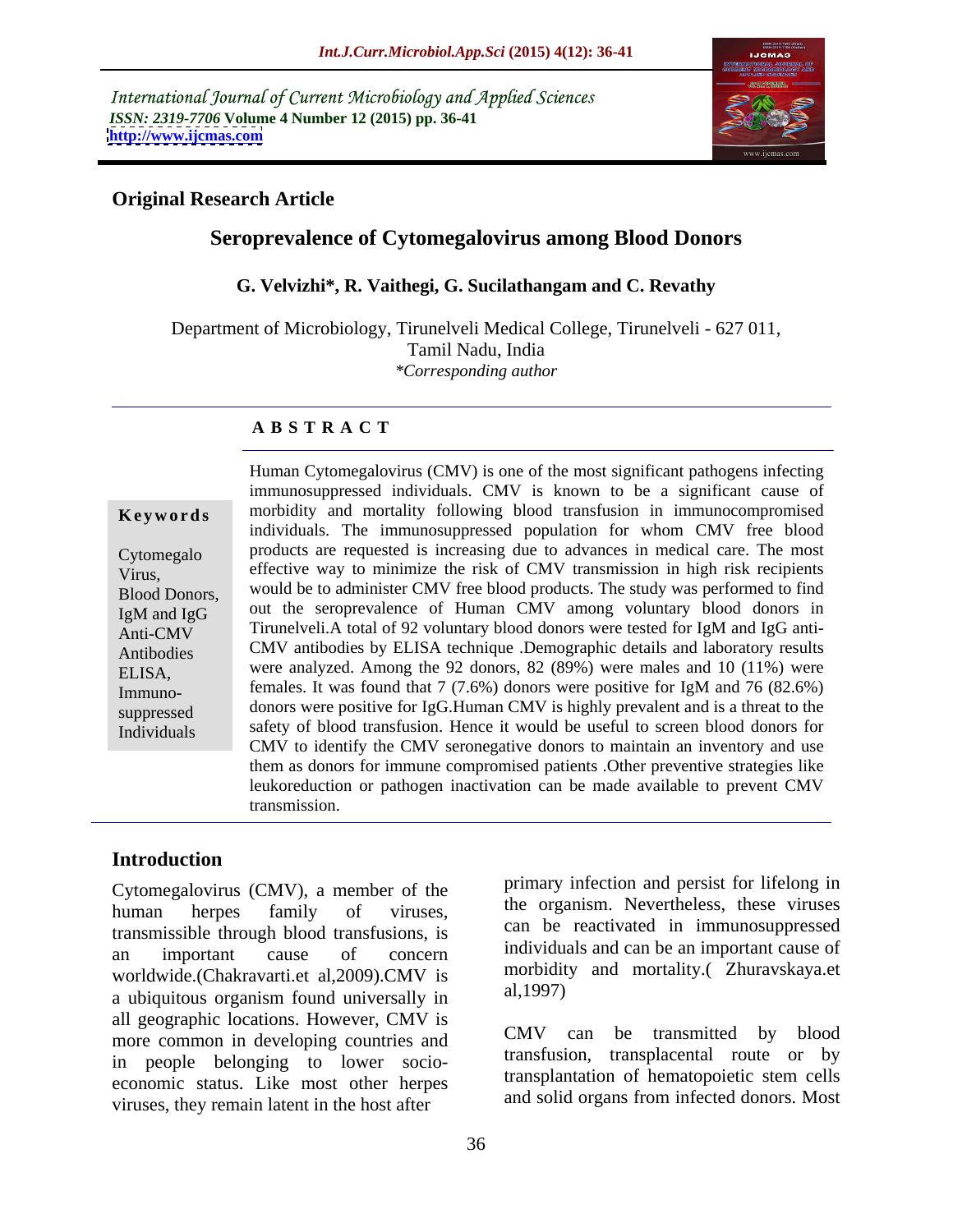International Journal of Current Microbiology and Applied Sciences
*ISSN: 2319-7706* **Volume 4 Number 12 (2015) pp. 36-41**
**http://www.ijcmas.com**

**Original Research Article**

# Seroprevalence of Cytomegalovirus among Blood Donors

**G. Velvizhi\*, R. Vaithegi, G. Sucilathangam and C. Revathy**

Department of Microbiology, Tirunelveli Medical College, Tirunelveli - 627 011, Tamil Nadu, India

*\*Corresponding author*

## A B S T R A C T

**Keywords**

Cytomegalo Virus, Blood Donors, IgM and IgG Anti-CMV Antibodies ELISA, Immuno-suppressed Individuals

Human Cytomegalovirus (CMV) is one of the most significant pathogens infecting immunosuppressed individuals. CMV is known to be a significant cause of morbidity and mortality following blood transfusion in immunocompromised individuals. The immunosuppressed population for whom CMV free blood products are requested is increasing due to advances in medical care. The most effective way to minimize the risk of CMV transmission in high risk recipients would be to administer CMV free blood products. The study was performed to find out the seroprevalence of Human CMV among voluntary blood donors in Tirunelveli.A total of 92 voluntary blood donors were tested for IgM and IgG anti-CMV antibodies by ELISA technique .Demographic details and laboratory results were analyzed. Among the 92 donors, 82 (89%) were males and 10 (11%) were females. It was found that 7 (7.6%) donors were positive for IgM and 76 (82.6%) donors were positive for IgG.Human CMV is highly prevalent and is a threat to the safety of blood transfusion. Hence it would be useful to screen blood donors for CMV to identify the CMV seronegative donors to maintain an inventory and use them as donors for immune compromised patients .Other preventive strategies like leukoreduction or pathogen inactivation can be made available to prevent CMV transmission.

## Introduction

Cytomegalovirus (CMV), a member of the human herpes family of viruses, transmissible through blood transfusions, is an important cause of concern worldwide.(Chakravarti.et al,2009).CMV is a ubiquitous organism found universally in all geographic locations. However, CMV is more common in developing countries and in people belonging to lower socio-economic status. Like most other herpes viruses, they remain latent in the host after primary infection and persist for lifelong in the organism. Nevertheless, these viruses can be reactivated in immunosuppressed individuals and can be an important cause of morbidity and mortality.( Zhuravskaya.et al,1997)

CMV can be transmitted by blood transfusion, transplacental route or by transplantation of hematopoietic stem cells and solid organs from infected donors. Most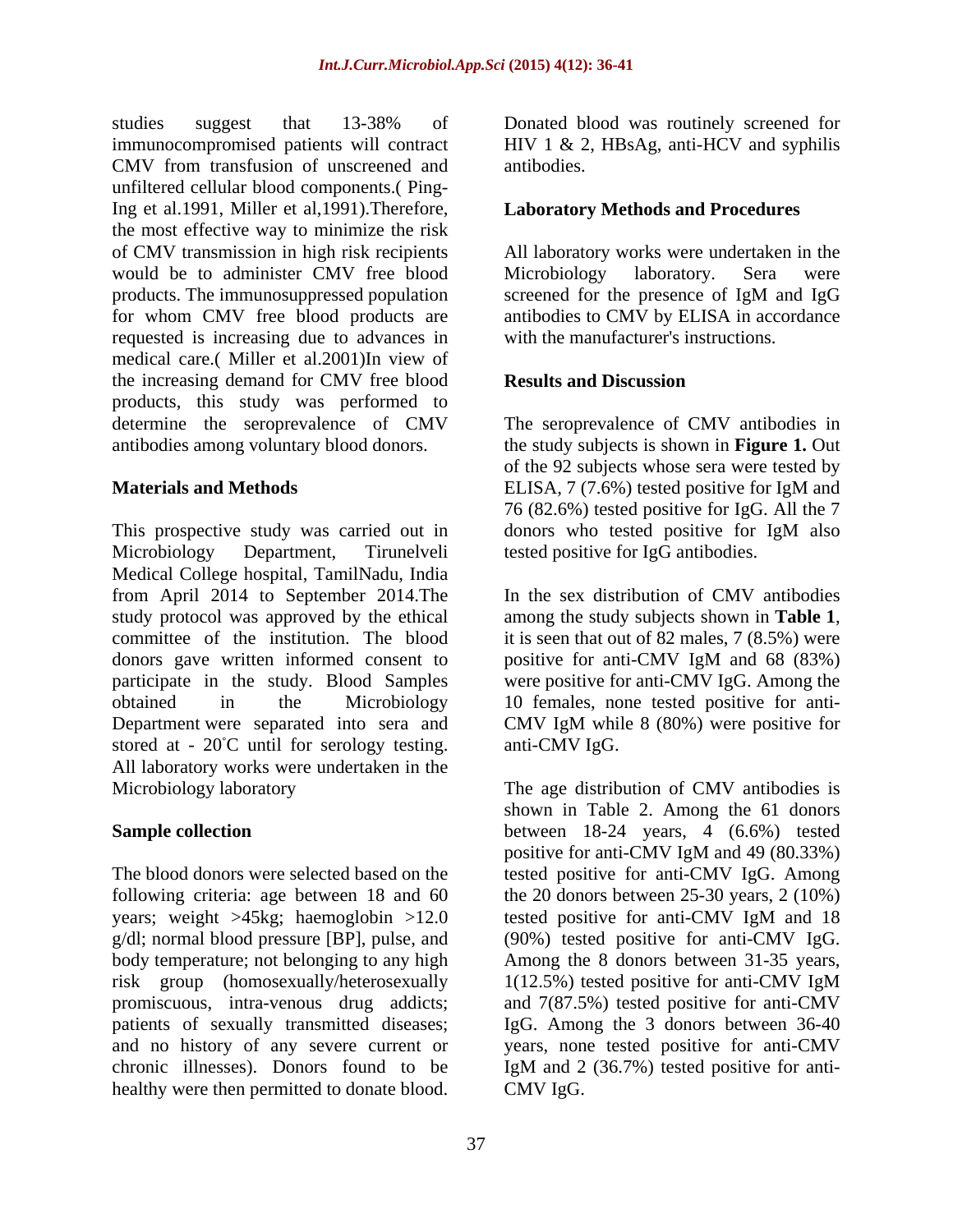studies suggest that 13-38% of immunocompromised patients will contract CMV from transfusion of unscreened and unfiltered cellular blood components.( Ping-Ing et al.1991, Miller et al,1991).Therefore, the most effective way to minimize the risk of CMV transmission in high risk recipients would be to administer CMV free blood products. The immunosuppressed population for whom CMV free blood products are requested is increasing due to advances in medical care.( Miller et al.2001)In view of the increasing demand for CMV free blood products, this study was performed to determine the seroprevalence of CMV antibodies among voluntary blood donors.

## Materials and Methods

This prospective study was carried out in Microbiology Department, Tirunelveli Medical College hospital, TamilNadu, India from April 2014 to September 2014.The study protocol was approved by the ethical committee of the institution. The blood donors gave written informed consent to participate in the study. Blood Samples obtained in the Microbiology Department were separated into sera and stored at - 20˚C until for serology testing. All laboratory works were undertaken in the Microbiology laboratory

### Sample collection

The blood donors were selected based on the following criteria: age between 18 and 60 years; weight >45kg; haemoglobin >12.0 g/dl; normal blood pressure [BP], pulse, and body temperature; not belonging to any high risk group (homosexually/heterosexually promiscuous, intra-venous drug addicts; patients of sexually transmitted diseases; and no history of any severe current or chronic illnesses). Donors found to be healthy were then permitted to donate blood.

Donated blood was routinely screened for HIV 1 & 2, HBsAg, anti-HCV and syphilis antibodies.

### Laboratory Methods and Procedures

All laboratory works were undertaken in the Microbiology laboratory. Sera were screened for the presence of IgM and IgG antibodies to CMV by ELISA in accordance with the manufacturer's instructions.

## Results and Discussion

The seroprevalence of CMV antibodies in the study subjects is shown in **Figure 1.** Out of the 92 subjects whose sera were tested by ELISA, 7 (7.6%) tested positive for IgM and 76 (82.6%) tested positive for IgG. All the 7 donors who tested positive for IgM also tested positive for IgG antibodies.

In the sex distribution of CMV antibodies among the study subjects shown in **Table 1**, it is seen that out of 82 males, 7 (8.5%) were positive for anti-CMV IgM and 68 (83%) were positive for anti-CMV IgG. Among the 10 females, none tested positive for anti-CMV IgM while 8 (80%) were positive for anti-CMV IgG.

The age distribution of CMV antibodies is shown in Table 2. Among the 61 donors between 18-24 years, 4 (6.6%) tested positive for anti-CMV IgM and 49 (80.33%) tested positive for anti-CMV IgG. Among the 20 donors between 25-30 years, 2 (10%) tested positive for anti-CMV IgM and 18 (90%) tested positive for anti-CMV IgG. Among the 8 donors between 31-35 years, 1(12.5%) tested positive for anti-CMV IgM and 7(87.5%) tested positive for anti-CMV IgG. Among the 3 donors between 36-40 years, none tested positive for anti-CMV IgM and 2 (36.7%) tested positive for anti-CMV IgG.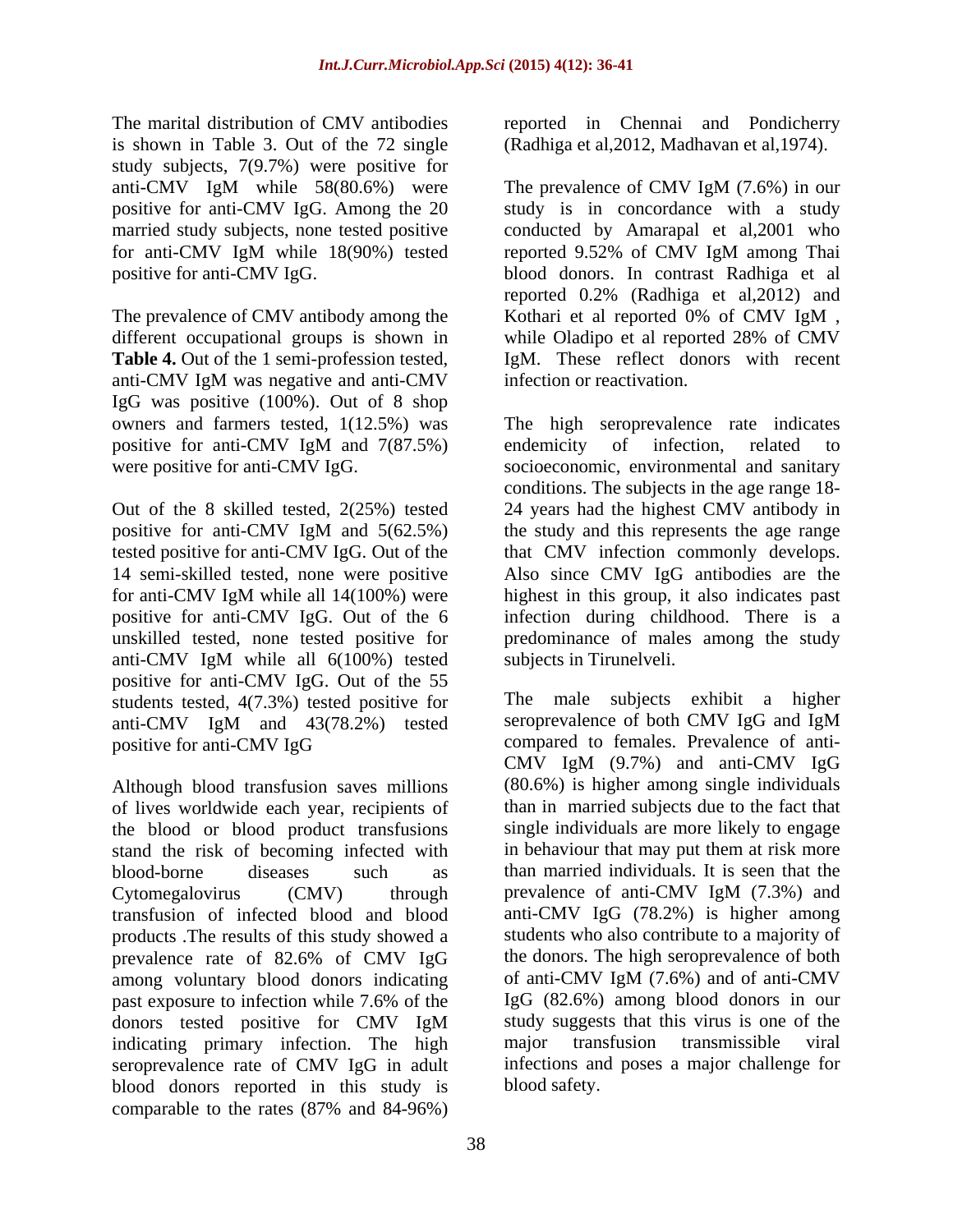The marital distribution of CMV antibodies is shown in Table 3. Out of the 72 single study subjects, 7(9.7%) were positive for anti-CMV IgM while 58(80.6%) were positive for anti-CMV IgG. Among the 20 married study subjects, none tested positive for anti-CMV IgM while 18(90%) tested positive for anti-CMV IgG.

The prevalence of CMV antibody among the different occupational groups is shown in **Table 4.** Out of the 1 semi-profession tested, anti-CMV IgM was negative and anti-CMV IgG was positive (100%). Out of 8 shop owners and farmers tested, 1(12.5%) was positive for anti-CMV IgM and 7(87.5%) were positive for anti-CMV IgG.

Out of the 8 skilled tested, 2(25%) tested positive for anti-CMV IgM and 5(62.5%) tested positive for anti-CMV IgG. Out of the 14 semi-skilled tested, none were positive for anti-CMV IgM while all 14(100%) were positive for anti-CMV IgG. Out of the 6 unskilled tested, none tested positive for anti-CMV IgM while all 6(100%) tested positive for anti-CMV IgG. Out of the 55 students tested, 4(7.3%) tested positive for anti-CMV IgM and 43(78.2%) tested positive for anti-CMV IgG

Although blood transfusion saves millions of lives worldwide each year, recipients of the blood or blood product transfusions stand the risk of becoming infected with blood-borne diseases such as Cytomegalovirus (CMV) through transfusion of infected blood and blood products .The results of this study showed a prevalence rate of 82.6% of CMV IgG among voluntary blood donors indicating past exposure to infection while 7.6% of the donors tested positive for CMV IgM indicating primary infection. The high seroprevalence rate of CMV IgG in adult blood donors reported in this study is comparable to the rates (87% and 84-96%) reported in Chennai and Pondicherry (Radhiga et al,2012, Madhavan et al,1974).

The prevalence of CMV IgM (7.6%) in our study is in concordance with a study conducted by Amarapal et al,2001 who reported 9.52% of CMV IgM among Thai blood donors. In contrast Radhiga et al reported 0.2% (Radhiga et al,2012) and Kothari et al reported 0% of CMV IgM , while Oladipo et al reported 28% of CMV IgM. These reflect donors with recent infection or reactivation.

The high seroprevalence rate indicates endemicity of infection, related to socioeconomic, environmental and sanitary conditions. The subjects in the age range 18-24 years had the highest CMV antibody in the study and this represents the age range that CMV infection commonly develops. Also since CMV IgG antibodies are the highest in this group, it also indicates past infection during childhood. There is a predominance of males among the study subjects in Tirunelveli.

The male subjects exhibit a higher seroprevalence of both CMV IgG and IgM compared to females. Prevalence of anti-CMV IgM (9.7%) and anti-CMV IgG (80.6%) is higher among single individuals than in married subjects due to the fact that single individuals are more likely to engage in behaviour that may put them at risk more than married individuals. It is seen that the prevalence of anti-CMV IgM (7.3%) and anti-CMV IgG (78.2%) is higher among students who also contribute to a majority of the donors. The high seroprevalence of both of anti-CMV IgM (7.6%) and of anti-CMV IgG (82.6%) among blood donors in our study suggests that this virus is one of the major transfusion transmissible viral infections and poses a major challenge for blood safety.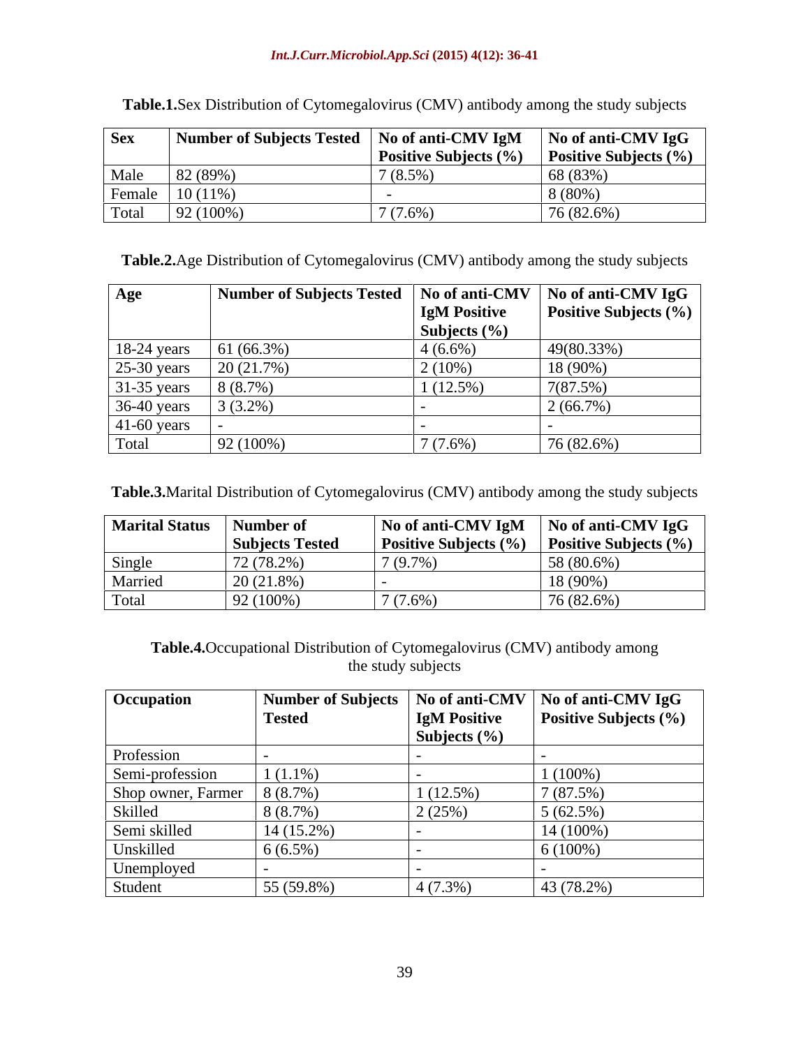**Table.1.** Sex Distribution of Cytomegalovirus (CMV) antibody among the study subjects

| Sex | Number of Subjects Tested | No of anti-CMV IgM Positive Subjects (%) | No of anti-CMV IgG Positive Subjects (%) |
|---|---|---|---|
| Male | 82 (89%) | 7 (8.5%) | 68 (83%) |
| Female | 10 (11%) | - | 8 (80%) |
| Total | 92 (100%) | 7 (7.6%) | 76 (82.6%) |

**Table.2.** Age Distribution of Cytomegalovirus (CMV) antibody among the study subjects

| Age | Number of Subjects Tested | No of anti-CMV IgM Positive Subjects (%) | No of anti-CMV IgG Positive Subjects (%) |
|---|---|---|---|
| 18-24 years | 61 (66.3%) | 4 (6.6%) | 49(80.33%) |
| 25-30 years | 20 (21.7%) | 2 (10%) | 18 (90%) |
| 31-35 years | 8 (8.7%) | 1 (12.5%) | 7(87.5%) |
| 36-40 years | 3 (3.2%) | - | 2 (66.7%) |
| 41-60 years | - | - | - |
| Total | 92 (100%) | 7 (7.6%) | 76 (82.6%) |

**Table.3.** Marital Distribution of Cytomegalovirus (CMV) antibody among the study subjects

| Marital Status | Number of Subjects Tested | No of anti-CMV IgM Positive Subjects (%) | No of anti-CMV IgG Positive Subjects (%) |
|---|---|---|---|
| Single | 72 (78.2%) | 7 (9.7%) | 58 (80.6%) |
| Married | 20 (21.8%) | - | 18 (90%) |
| Total | 92 (100%) | 7 (7.6%) | 76 (82.6%) |

**Table.4.** Occupational Distribution of Cytomegalovirus (CMV) antibody among the study subjects

| Occupation | Number of Subjects Tested | No of anti-CMV IgM Positive Subjects (%) | No of anti-CMV IgG Positive Subjects (%) |
|---|---|---|---|
| Profession | - | - | - |
| Semi-profession | 1 (1.1%) | - | 1 (100%) |
| Shop owner, Farmer | 8 (8.7%) | 1 (12.5%) | 7 (87.5%) |
| Skilled | 8 (8.7%) | 2 (25%) | 5 (62.5%) |
| Semi skilled | 14 (15.2%) | - | 14 (100%) |
| Unskilled | 6 (6.5%) | - | 6 (100%) |
| Unemployed | - | - | - |
| Student | 55 (59.8%) | 4 (7.3%) | 43 (78.2%) |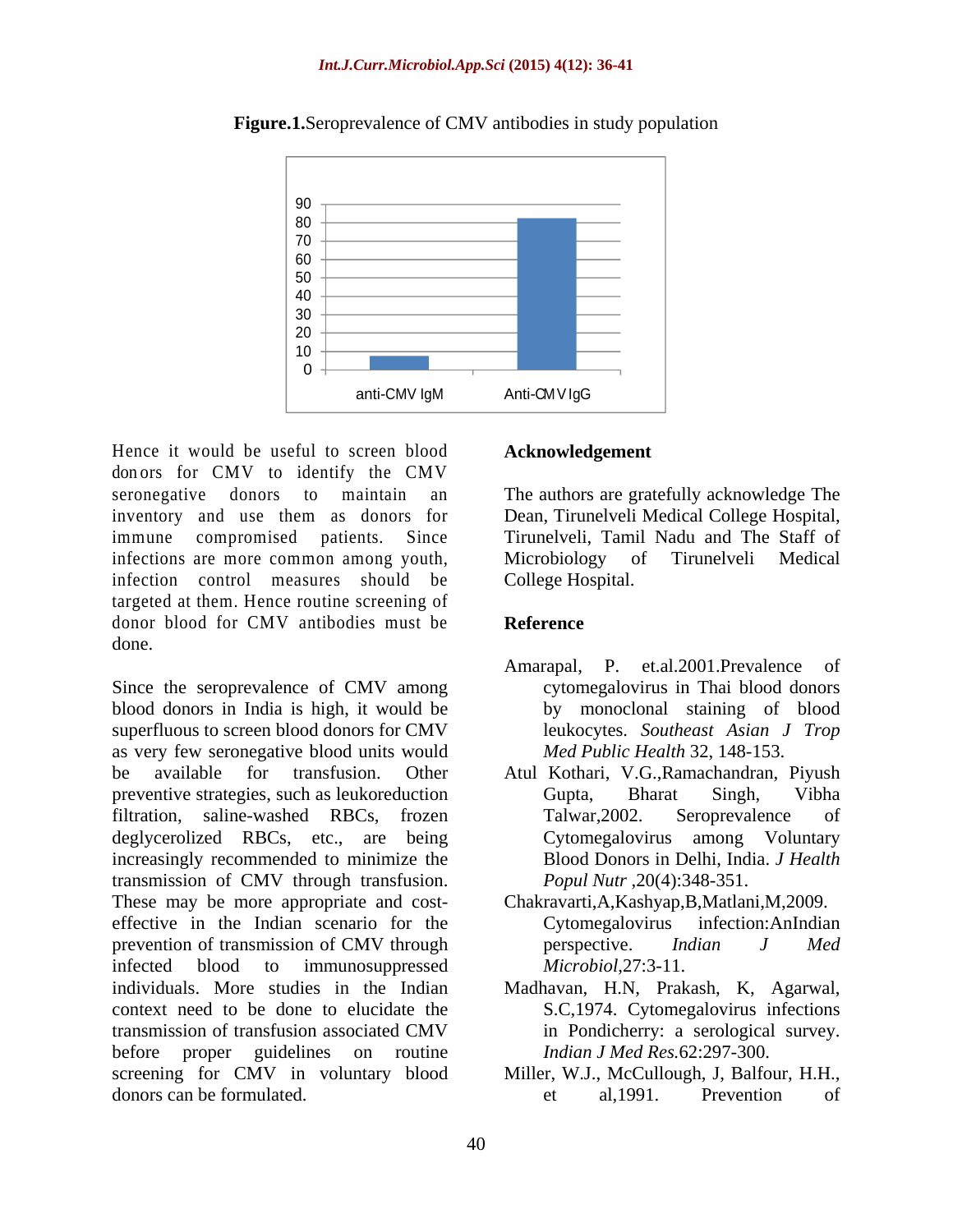**Figure.1.** Seroprevalence of CMV antibodies in study population

Hence it would be useful to screen blood donors for CMV to identify the CMV seronegative donors to maintain an inventory and use them as donors for immune compromised patients. Since infections are more common among youth, infection control measures should be targeted at them. Hence routine screening of donor blood for CMV antibodies must be done.

Since the seroprevalence of CMV among blood donors in India is high, it would be superfluous to screen blood donors for CMV as very few seronegative blood units would be available for transfusion. Other preventive strategies, such as leukoreduction filtration, saline-washed RBCs, frozen deglycerolized RBCs, etc., are being increasingly recommended to minimize the transmission of CMV through transfusion. These may be more appropriate and cost-effective in the Indian scenario for the prevention of transmission of CMV through infected blood to immunosuppressed individuals. More studies in the Indian context need to be done to elucidate the transmission of transfusion associated CMV before proper guidelines on routine screening for CMV in voluntary blood donors can be formulated.

## Acknowledgement

The authors are gratefully acknowledge The Dean, Tirunelveli Medical College Hospital, Tirunelveli, Tamil Nadu and The Staff of Microbiology of Tirunelveli Medical College Hospital.

## Reference

Amarapal, P. et.al.2001.Prevalence of cytomegalovirus in Thai blood donors by monoclonal staining of blood leukocytes. *Southeast Asian J Trop Med Public Health* 32, 148-153.

Atul Kothari, V.G.,Ramachandran, Piyush Gupta, Bharat Singh, Vibha Talwar,2002. Seroprevalence of Cytomegalovirus among Voluntary Blood Donors in Delhi, India. *J Health Popul Nutr* ,20(4):348-351.

Chakravarti,A,Kashyap,B,Matlani,M,2009. Cytomegalovirus infection:AnIndian perspective. *Indian J Med Microbiol*,27:3-11.

Madhavan, H.N, Prakash, K, Agarwal, S.C,1974. Cytomegalovirus infections in Pondicherry: a serological survey. *Indian J Med Res.*62:297-300.

Miller, W.J., McCullough, J, Balfour, H.H., et al,1991. Prevention of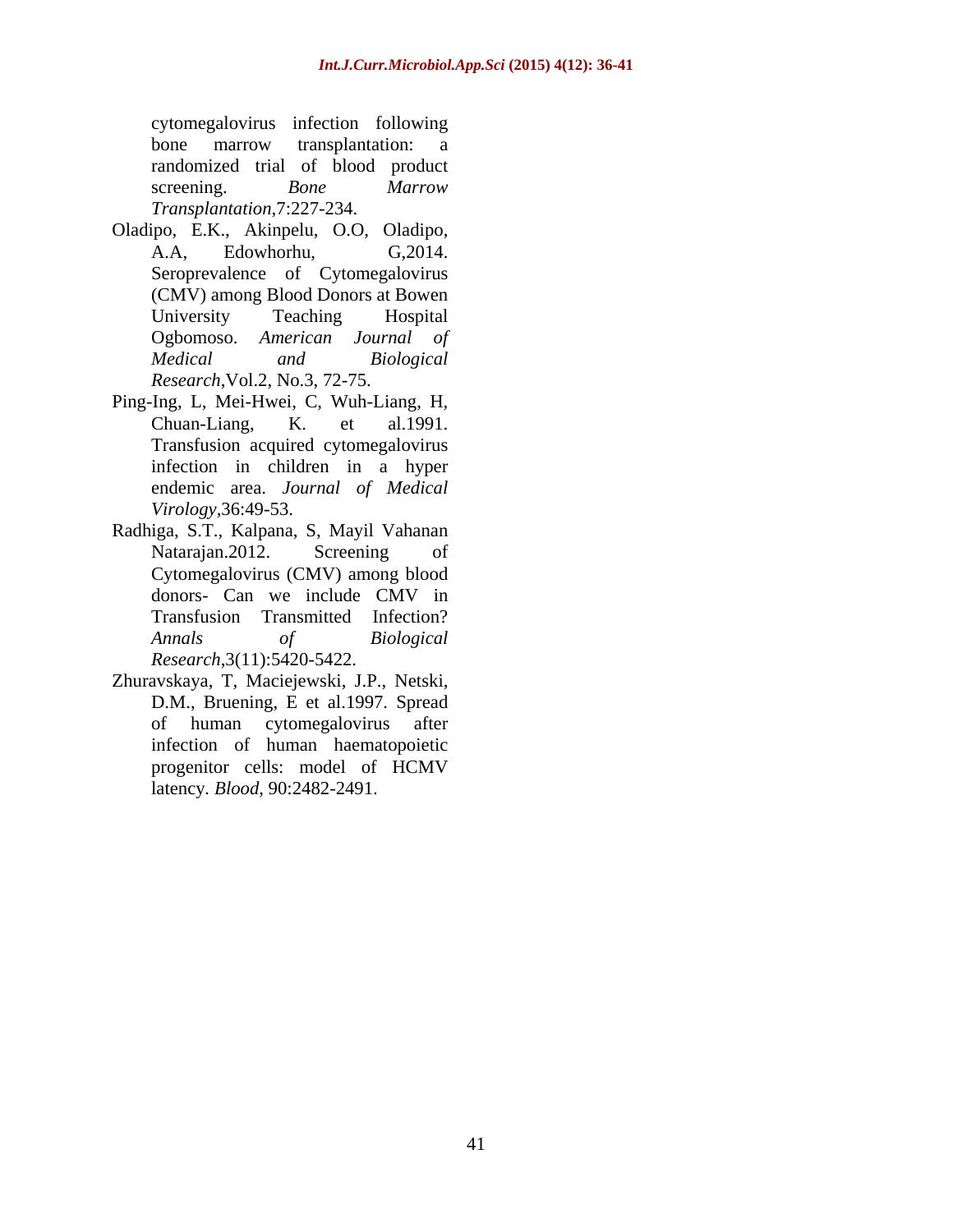cytomegalovirus infection following bone marrow transplantation: a randomized trial of blood product screening. *Bone Marrow Transplantation*,7:227-234.

Oladipo, E.K., Akinpelu, O.O, Oladipo, A.A, Edowhorhu, G,2014. Seroprevalence of Cytomegalovirus (CMV) among Blood Donors at Bowen University Teaching Hospital Ogbomoso. *American Journal of Medical and Biological Research*,Vol.2, No.3, 72-75.

Ping-Ing, L, Mei-Hwei, C, Wuh-Liang, H, Chuan-Liang, K. et al.1991. Transfusion acquired cytomegalovirus infection in children in a hyper endemic area. *Journal of Medical Virology*,36:49-53.

Radhiga, S.T., Kalpana, S, Mayil Vahanan Natarajan.2012. Screening of Cytomegalovirus (CMV) among blood donors- Can we include CMV in Transfusion Transmitted Infection? *Annals of Biological Research*,3(11):5420-5422.

Zhuravskaya, T, Maciejewski, J.P., Netski, D.M., Bruening, E et al.1997. Spread of human cytomegalovirus after infection of human haematopoietic progenitor cells: model of HCMV latency. *Blood*, 90:2482-2491.